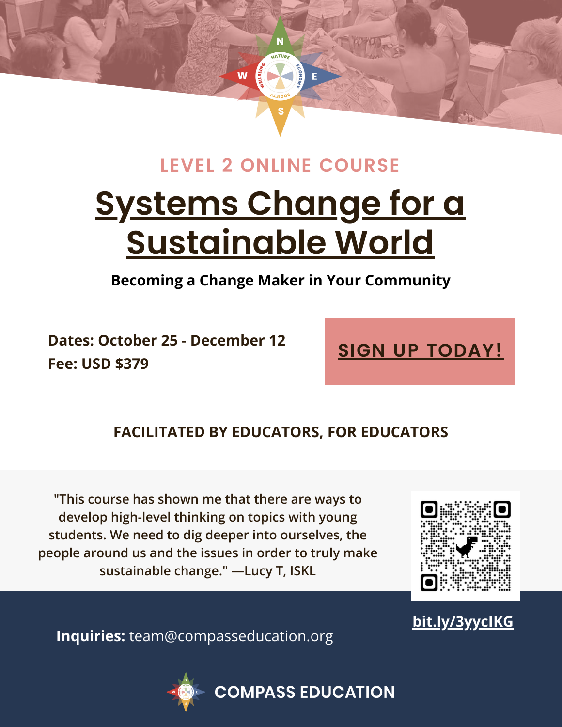LEVEL 2 ONLINE COURSE

# Systems Change for a Sustainable World

**Becoming a Change Maker in Your Community**

**Dates: October 25 - December 12**
**Fee: USD $379**

**SIGN UP TODAY!**

**FACILITATED BY EDUCATORS, FOR EDUCATORS**

"This course has shown me that there are ways to develop high-level thinking on topics with young students. We need to dig deeper into ourselves, the people around us and the issues in order to truly make sustainable change." —Lucy T, ISKL

bit.ly/3yycIKG

**Inquiries:** team@compasseducation.org

**COMPASS EDUCATION**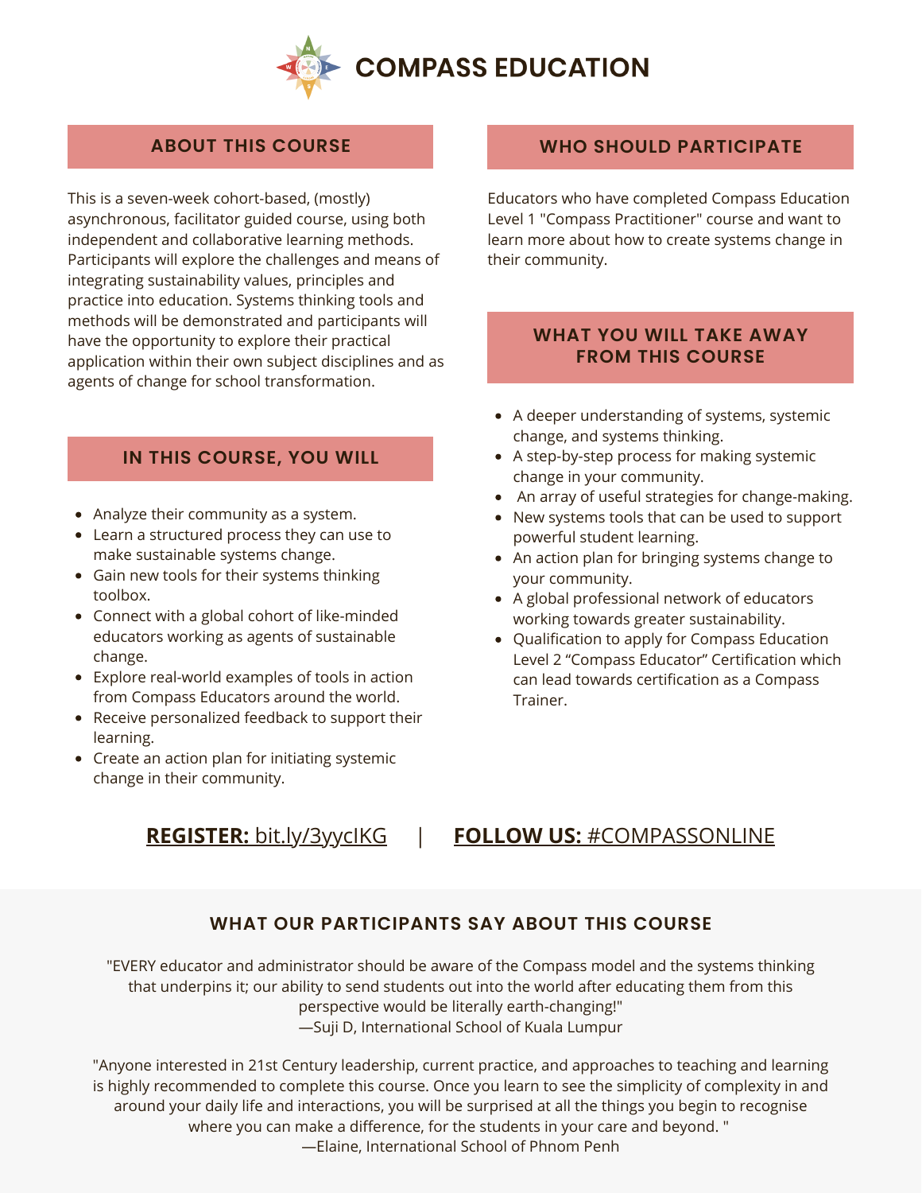# COMPASS EDUCATION

## ABOUT THIS COURSE

This is a seven-week cohort-based, (mostly) asynchronous, facilitator guided course, using both independent and collaborative learning methods. Participants will explore the challenges and means of integrating sustainability values, principles and practice into education. Systems thinking tools and methods will be demonstrated and participants will have the opportunity to explore their practical application within their own subject disciplines and as agents of change for school transformation.

## IN THIS COURSE, YOU WILL

- Analyze their community as a system.
- Learn a structured process they can use to make sustainable systems change.
- Gain new tools for their systems thinking toolbox.
- Connect with a global cohort of like-minded educators working as agents of sustainable change.
- Explore real-world examples of tools in action from Compass Educators around the world.
- Receive personalized feedback to support their learning.
- Create an action plan for initiating systemic change in their community.

## WHO SHOULD PARTICIPATE

Educators who have completed Compass Education Level 1 "Compass Practitioner" course and want to learn more about how to create systems change in their community.

## WHAT YOU WILL TAKE AWAY FROM THIS COURSE

- A deeper understanding of systems, systemic change, and systems thinking.
- A step-by-step process for making systemic change in your community.
- An array of useful strategies for change-making.
- New systems tools that can be used to support powerful student learning.
- An action plan for bringing systems change to your community.
- A global professional network of educators working towards greater sustainability.
- Qualification to apply for Compass Education Level 2 "Compass Educator" Certification which can lead towards certification as a Compass Trainer.

**REGISTER:** bit.ly/3yycIKG | **FOLLOW US:** #COMPASSONLINE

## WHAT OUR PARTICIPANTS SAY ABOUT THIS COURSE

"EVERY educator and administrator should be aware of the Compass model and the systems thinking that underpins it; our ability to send students out into the world after educating them from this perspective would be literally earth-changing!"
—Suji D, International School of Kuala Lumpur

"Anyone interested in 21st Century leadership, current practice, and approaches to teaching and learning is highly recommended to complete this course. Once you learn to see the simplicity of complexity in and around your daily life and interactions, you will be surprised at all the things you begin to recognise where you can make a difference, for the students in your care and beyond. "
—Elaine, International School of Phnom Penh